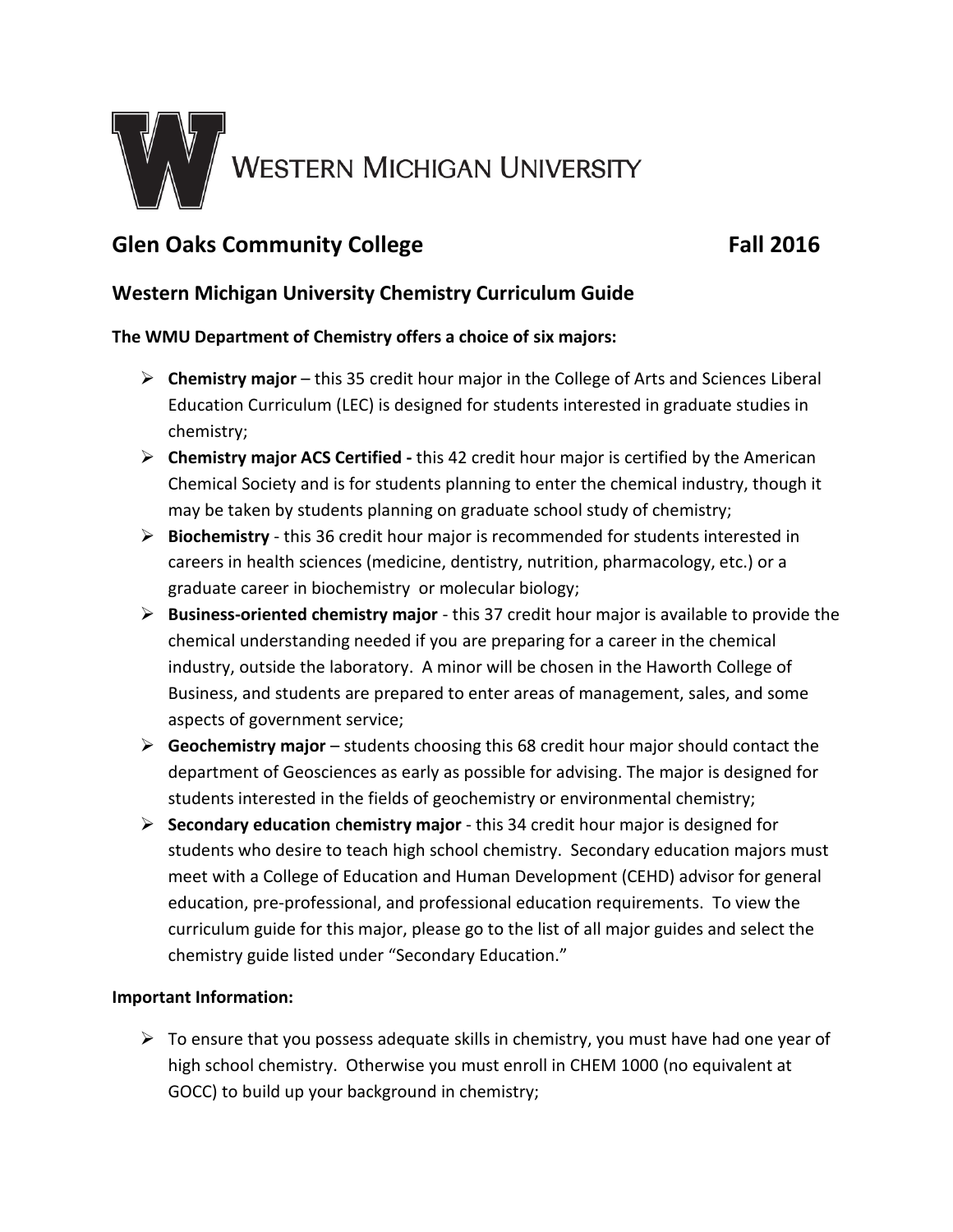WESTERN MICHIGAN UNIVERSITY

## Glen Oaks Community College Fall 2016

### Western Michigan University Chemistry Curriculum Guide

**The WMU Department of Chemistry offers a choice of six majors:**

- **Chemistry major** – this 35 credit hour major in the College of Arts and Sciences Liberal Education Curriculum (LEC) is designed for students interested in graduate studies in chemistry;
- **Chemistry major ACS Certified -** this 42 credit hour major is certified by the American Chemical Society and is for students planning to enter the chemical industry, though it may be taken by students planning on graduate school study of chemistry;
- **Biochemistry** - this 36 credit hour major is recommended for students interested in careers in health sciences (medicine, dentistry, nutrition, pharmacology, etc.) or a graduate career in biochemistry or molecular biology;
- **Business-oriented chemistry major** - this 37 credit hour major is available to provide the chemical understanding needed if you are preparing for a career in the chemical industry, outside the laboratory. A minor will be chosen in the Haworth College of Business, and students are prepared to enter areas of management, sales, and some aspects of government service;
- **Geochemistry major** – students choosing this 68 credit hour major should contact the department of Geosciences as early as possible for advising. The major is designed for students interested in the fields of geochemistry or environmental chemistry;
- **Secondary education chemistry major** - this 34 credit hour major is designed for students who desire to teach high school chemistry. Secondary education majors must meet with a College of Education and Human Development (CEHD) advisor for general education, pre-professional, and professional education requirements. To view the curriculum guide for this major, please go to the list of all major guides and select the chemistry guide listed under "Secondary Education."

**Important Information:**

- To ensure that you possess adequate skills in chemistry, you must have had one year of high school chemistry. Otherwise you must enroll in CHEM 1000 (no equivalent at GOCC) to build up your background in chemistry;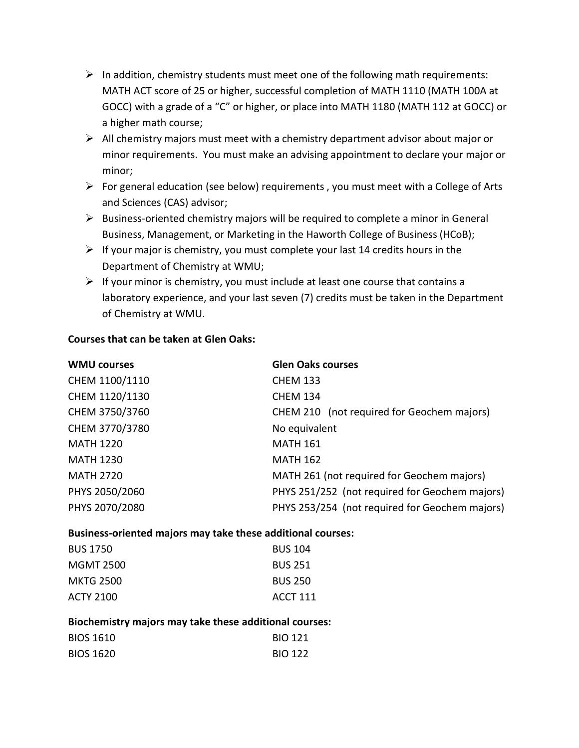- In addition, chemistry students must meet one of the following math requirements: MATH ACT score of 25 or higher, successful completion of MATH 1110 (MATH 100A at GOCC) with a grade of a "C" or higher, or place into MATH 1180 (MATH 112 at GOCC) or a higher math course;
- All chemistry majors must meet with a chemistry department advisor about major or minor requirements. You must make an advising appointment to declare your major or minor;
- For general education (see below) requirements , you must meet with a College of Arts and Sciences (CAS) advisor;
- Business-oriented chemistry majors will be required to complete a minor in General Business, Management, or Marketing in the Haworth College of Business (HCoB);
- If your major is chemistry, you must complete your last 14 credits hours in the Department of Chemistry at WMU;
- If your minor is chemistry, you must include at least one course that contains a laboratory experience, and your last seven (7) credits must be taken in the Department of Chemistry at WMU.

**Courses that can be taken at Glen Oaks:**

| **WMU courses** | **Glen Oaks courses** |
|---|---|
| CHEM 1100/1110 | CHEM 133 |
| CHEM 1120/1130 | CHEM 134 |
| CHEM 3750/3760 | CHEM 210 (not required for Geochem majors) |
| CHEM 3770/3780 | No equivalent |
| MATH 1220 | MATH 161 |
| MATH 1230 | MATH 162 |
| MATH 2720 | MATH 261 (not required for Geochem majors) |
| PHYS 2050/2060 | PHYS 251/252 (not required for Geochem majors) |
| PHYS 2070/2080 | PHYS 253/254 (not required for Geochem majors) |

**Business-oriented majors may take these additional courses:**

| | |
|---|---|
| BUS 1750 | BUS 104 |
| MGMT 2500 | BUS 251 |
| MKTG 2500 | BUS 250 |
| ACTY 2100 | ACCT 111 |

**Biochemistry majors may take these additional courses:**

| | |
|---|---|
| BIOS 1610 | BIO 121 |
| BIOS 1620 | BIO 122 |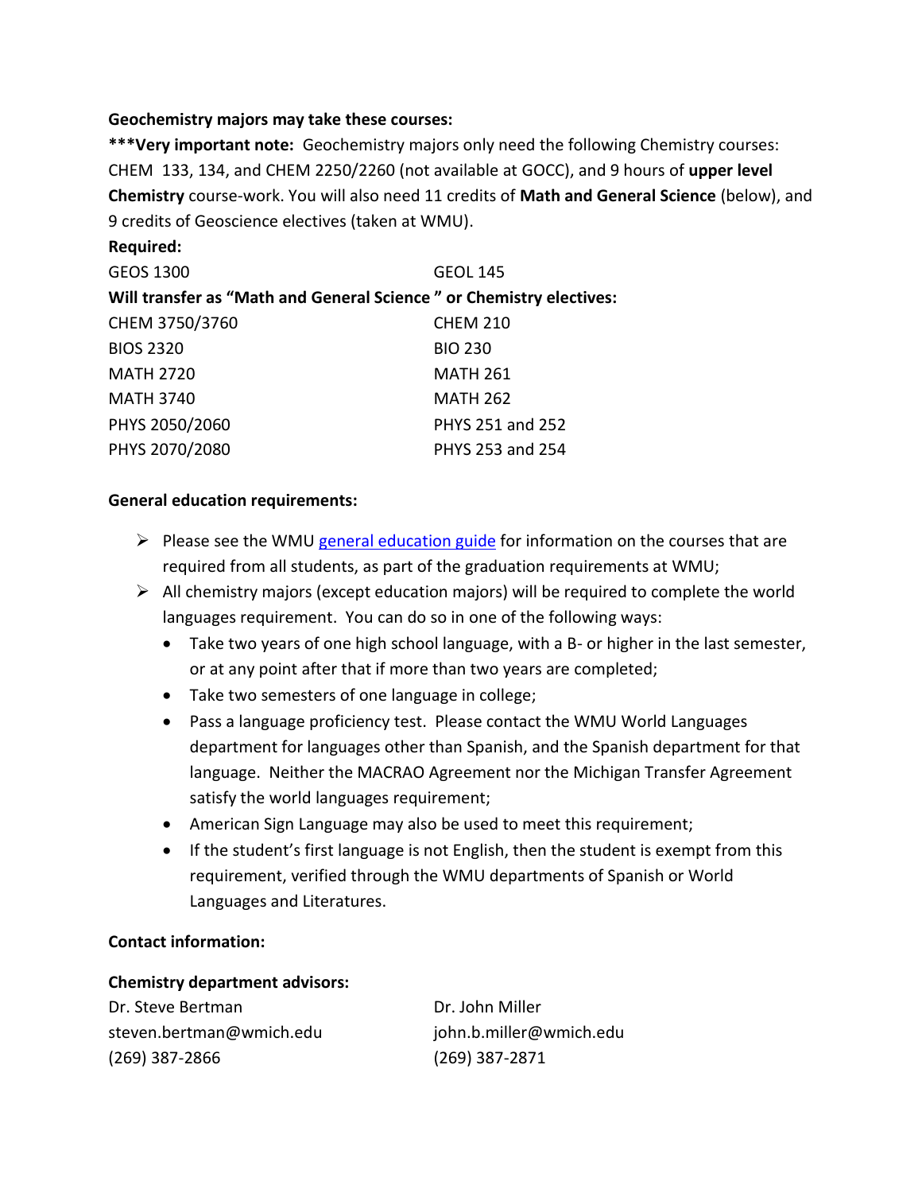**Geochemistry majors may take these courses:**

**\*\*\*Very important note:** Geochemistry majors only need the following Chemistry courses: CHEM 133, 134, and CHEM 2250/2260 (not available at GOCC), and 9 hours of **upper level Chemistry** course-work. You will also need 11 credits of **Math and General Science** (below), and 9 credits of Geoscience electives (taken at WMU).

**Required:**

| | |
|---|---|
| GEOS 1300 | GEOL 145 |

**Will transfer as "Math and General Science" or Chemistry electives:**

| | |
|---|---|
| CHEM 3750/3760 | CHEM 210 |
| BIOS 2320 | BIO 230 |
| MATH 2720 | MATH 261 |
| MATH 3740 | MATH 262 |
| PHYS 2050/2060 | PHYS 251 and 252 |
| PHYS 2070/2080 | PHYS 253 and 254 |

**General education requirements:**

- Please see the WMU general education guide for information on the courses that are required from all students, as part of the graduation requirements at WMU;
- All chemistry majors (except education majors) will be required to complete the world languages requirement. You can do so in one of the following ways:
  - Take two years of one high school language, with a B- or higher in the last semester, or at any point after that if more than two years are completed;
  - Take two semesters of one language in college;
  - Pass a language proficiency test. Please contact the WMU World Languages department for languages other than Spanish, and the Spanish department for that language. Neither the MACRAO Agreement nor the Michigan Transfer Agreement satisfy the world languages requirement;
  - American Sign Language may also be used to meet this requirement;
  - If the student's first language is not English, then the student is exempt from this requirement, verified through the WMU departments of Spanish or World Languages and Literatures.

**Contact information:**

**Chemistry department advisors:**

| | |
|---|---|
| Dr. Steve Bertman | Dr. John Miller |
| steven.bertman@wmich.edu | john.b.miller@wmich.edu |
| (269) 387-2866 | (269) 387-2871 |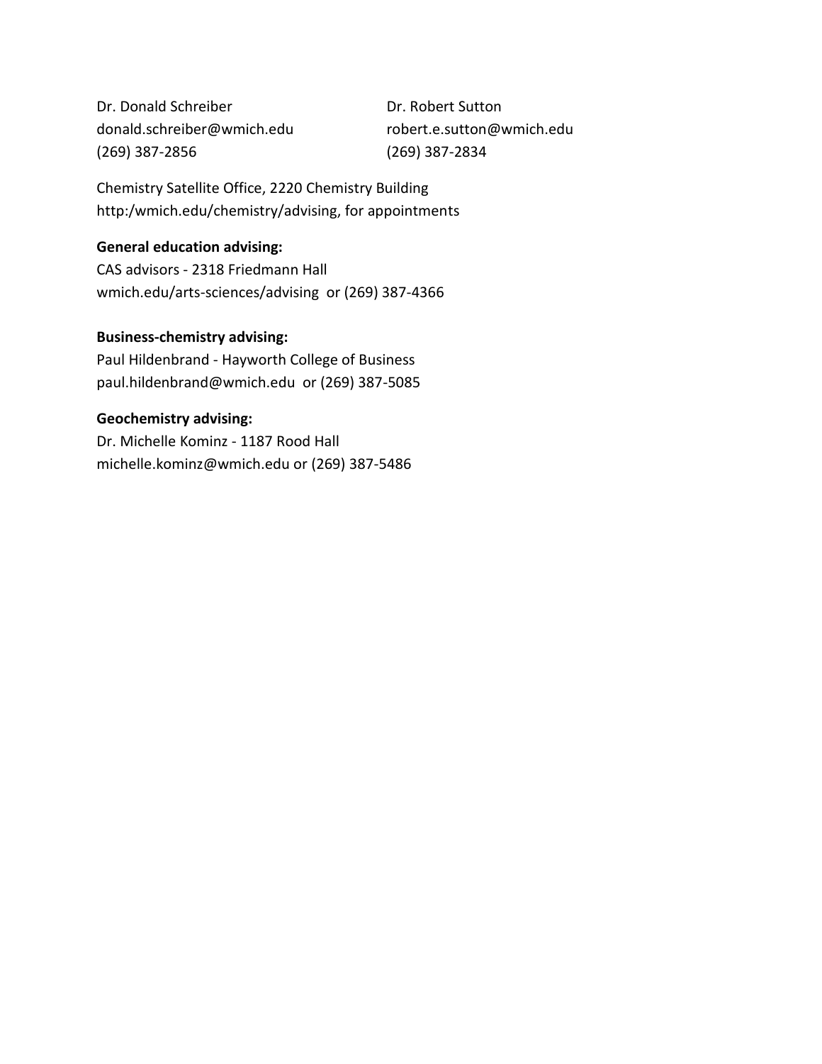Dr. Donald Schreiber
donald.schreiber@wmich.edu
(269) 387-2856

Dr. Robert Sutton
robert.e.sutton@wmich.edu
(269) 387-2834

Chemistry Satellite Office, 2220 Chemistry Building
http:/wmich.edu/chemistry/advising, for appointments

**General education advising:**
CAS advisors - 2318 Friedmann Hall
wmich.edu/arts-sciences/advising or (269) 387-4366

**Business-chemistry advising:**
Paul Hildenbrand - Hayworth College of Business
paul.hildenbrand@wmich.edu or (269) 387-5085

**Geochemistry advising:**
Dr. Michelle Kominz - 1187 Rood Hall
michelle.kominz@wmich.edu or (269) 387-5486